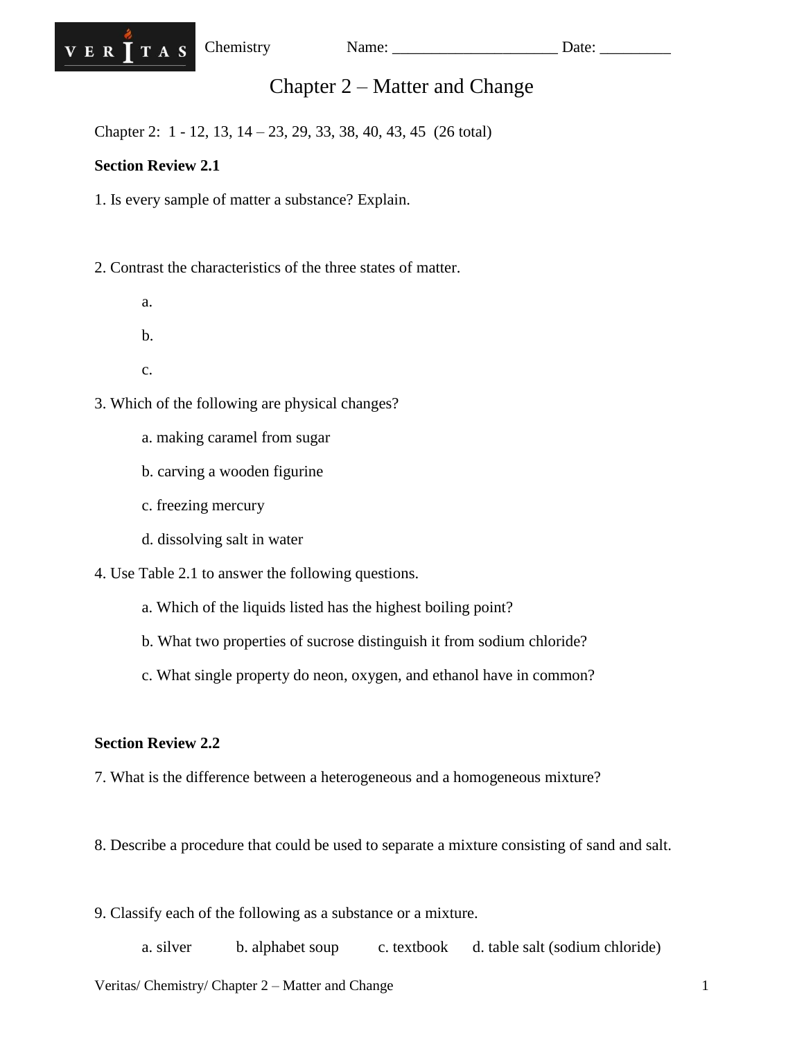VERITAS Chemistry Name: _____________________ Date: _________

# Chapter 2 – Matter and Change

Chapter 2: 1 - 12, 13, 14 – 23, 29, 33, 38, 40, 43, 45 (26 total)

**Section Review 2.1**

1. Is every sample of matter a substance? Explain.

2. Contrast the characteristics of the three states of matter.

   a.

   b.

   c.

3. Which of the following are physical changes?

   a. making caramel from sugar

   b. carving a wooden figurine

   c. freezing mercury

   d. dissolving salt in water

4. Use Table 2.1 to answer the following questions.

   a. Which of the liquids listed has the highest boiling point?

   b. What two properties of sucrose distinguish it from sodium chloride?

   c. What single property do neon, oxygen, and ethanol have in common?

**Section Review 2.2**

7. What is the difference between a heterogeneous and a homogeneous mixture?

8. Describe a procedure that could be used to separate a mixture consisting of sand and salt.

9. Classify each of the following as a substance or a mixture.

   a. silver b. alphabet soup c. textbook d. table salt (sodium chloride)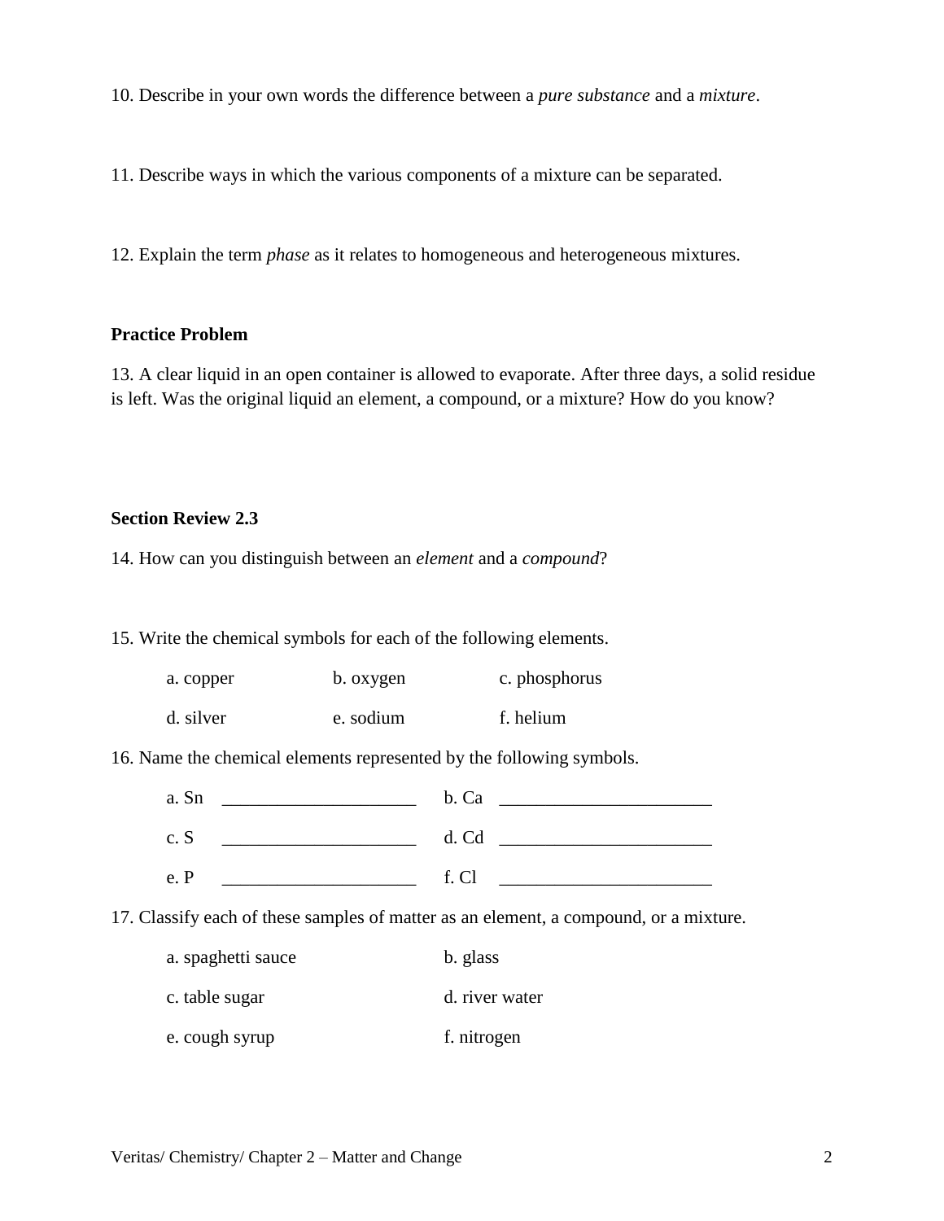10. Describe in your own words the difference between a *pure substance* and a *mixture*.

11. Describe ways in which the various components of a mixture can be separated.

12. Explain the term *phase* as it relates to homogeneous and heterogeneous mixtures.

**Practice Problem**

13. A clear liquid in an open container is allowed to evaporate. After three days, a solid residue is left. Was the original liquid an element, a compound, or a mixture? How do you know?

**Section Review 2.3**

14. How can you distinguish between an *element* and a *compound*?

15. Write the chemical symbols for each of the following elements.

a. copper    b. oxygen    c. phosphorus

d. silver    e. sodium    f. helium

16. Name the chemical elements represented by the following symbols.

a. Sn ____________________    b. Ca ____________________

c. S ____________________    d. Cd ____________________

e. P ____________________    f. Cl ____________________

17. Classify each of these samples of matter as an element, a compound, or a mixture.

a. spaghetti sauce    b. glass

c. table sugar    d. river water

e. cough syrup    f. nitrogen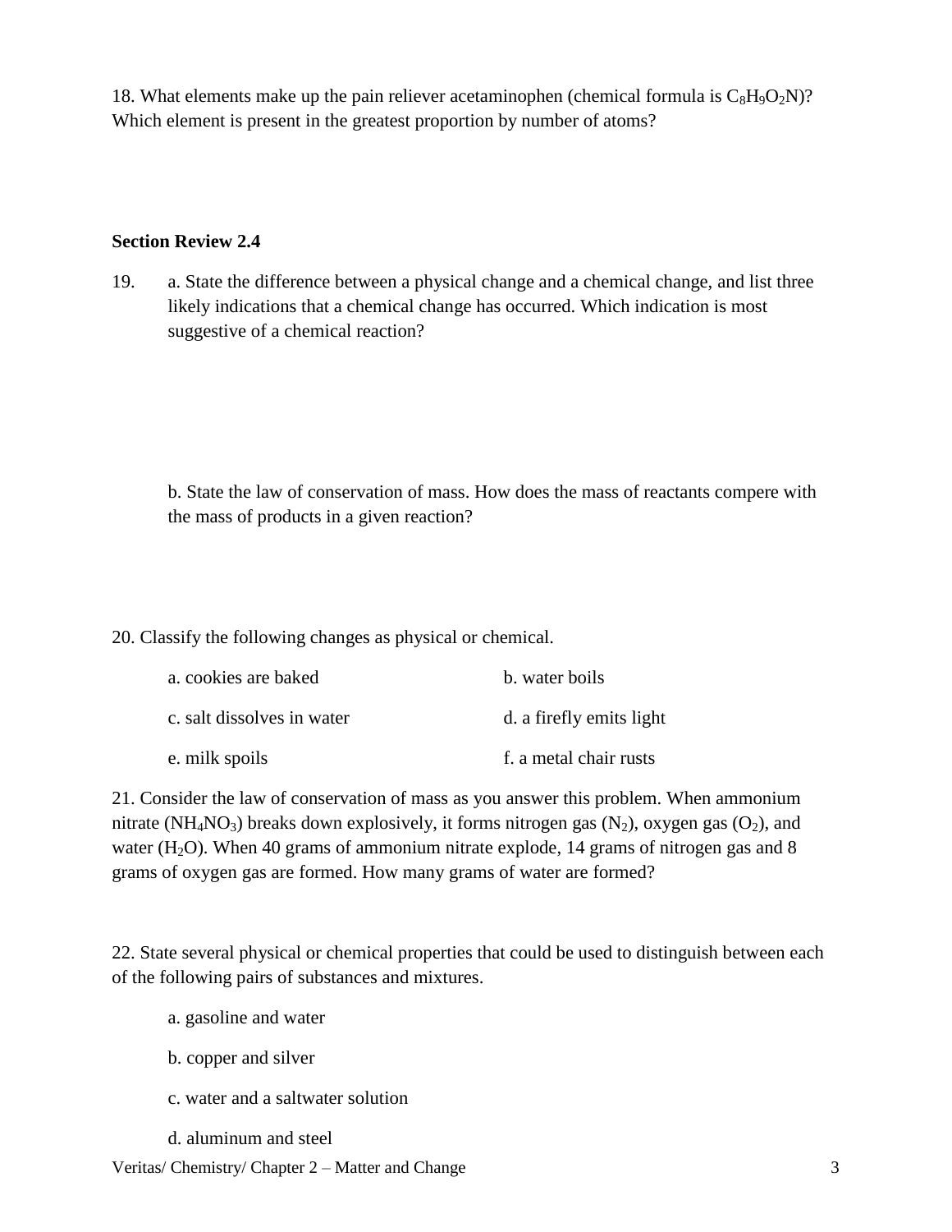18. What elements make up the pain reliever acetaminophen (chemical formula is $C_8H_9O_2N$)? Which element is present in the greatest proportion by number of atoms?

**Section Review 2.4**

19. a. State the difference between a physical change and a chemical change, and list three likely indications that a chemical change has occurred. Which indication is most suggestive of a chemical reaction?

    b. State the law of conservation of mass. How does the mass of reactants compere with the mass of products in a given reaction?

20. Classify the following changes as physical or chemical.

    a. cookies are baked
    
    b. water boils
    
    c. salt dissolves in water
    
    d. a firefly emits light
    
    e. milk spoils
    
    f. a metal chair rusts

21. Consider the law of conservation of mass as you answer this problem. When ammonium nitrate ($NH_4NO_3$) breaks down explosively, it forms nitrogen gas ($N_2$), oxygen gas ($O_2$), and water ($H_2O$). When 40 grams of ammonium nitrate explode, 14 grams of nitrogen gas and 8 grams of oxygen gas are formed. How many grams of water are formed?

22. State several physical or chemical properties that could be used to distinguish between each of the following pairs of substances and mixtures.

    a. gasoline and water

    b. copper and silver

    c. water and a saltwater solution

    d. aluminum and steel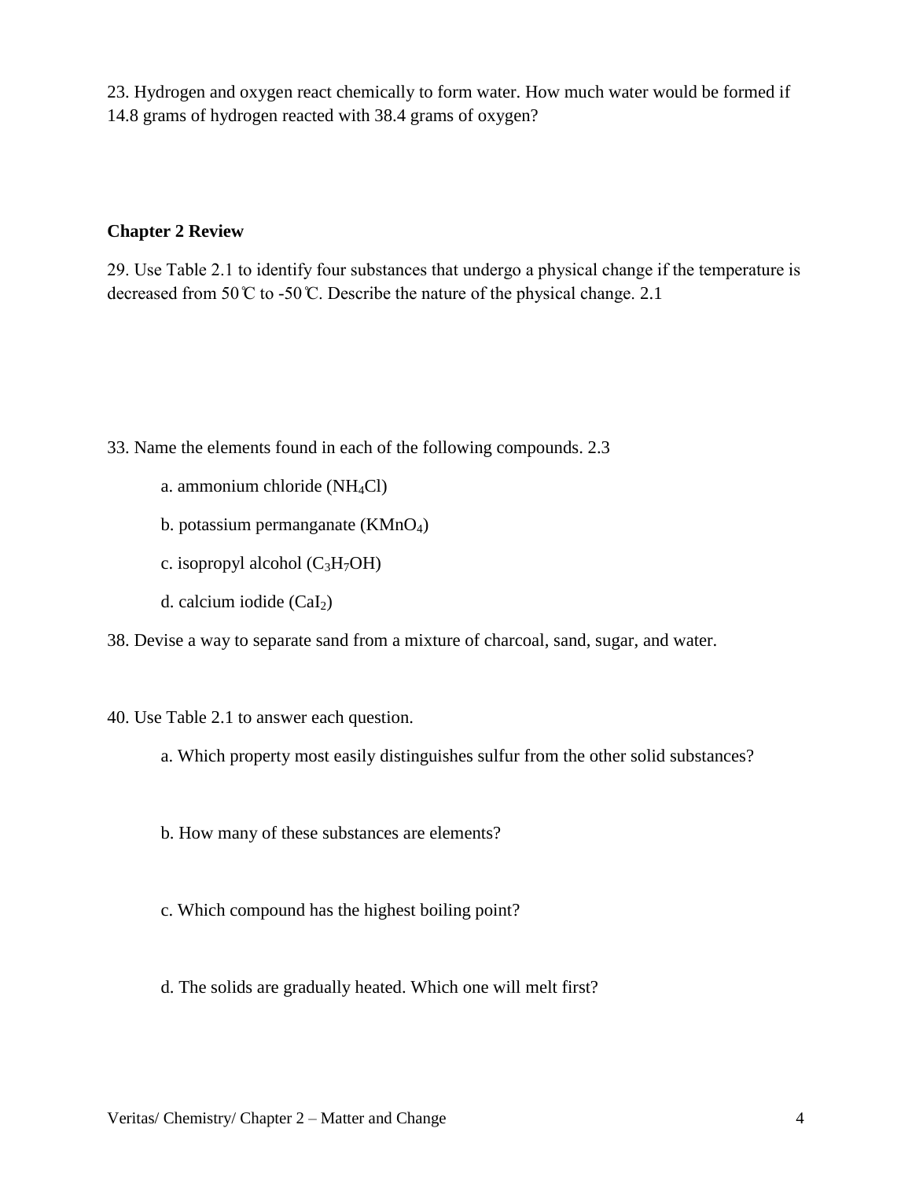23. Hydrogen and oxygen react chemically to form water. How much water would be formed if 14.8 grams of hydrogen reacted with 38.4 grams of oxygen?

**Chapter 2 Review**

29. Use Table 2.1 to identify four substances that undergo a physical change if the temperature is decreased from 50℃ to -50℃. Describe the nature of the physical change. 2.1

33. Name the elements found in each of the following compounds. 2.3

a. ammonium chloride ($NH_4Cl$)

b. potassium permanganate ($KMnO_4$)

c. isopropyl alcohol ($C_3H_7OH$)

d. calcium iodide ($CaI_2$)

38. Devise a way to separate sand from a mixture of charcoal, sand, sugar, and water.

40. Use Table 2.1 to answer each question.

a. Which property most easily distinguishes sulfur from the other solid substances?

b. How many of these substances are elements?

c. Which compound has the highest boiling point?

d. The solids are gradually heated. Which one will melt first?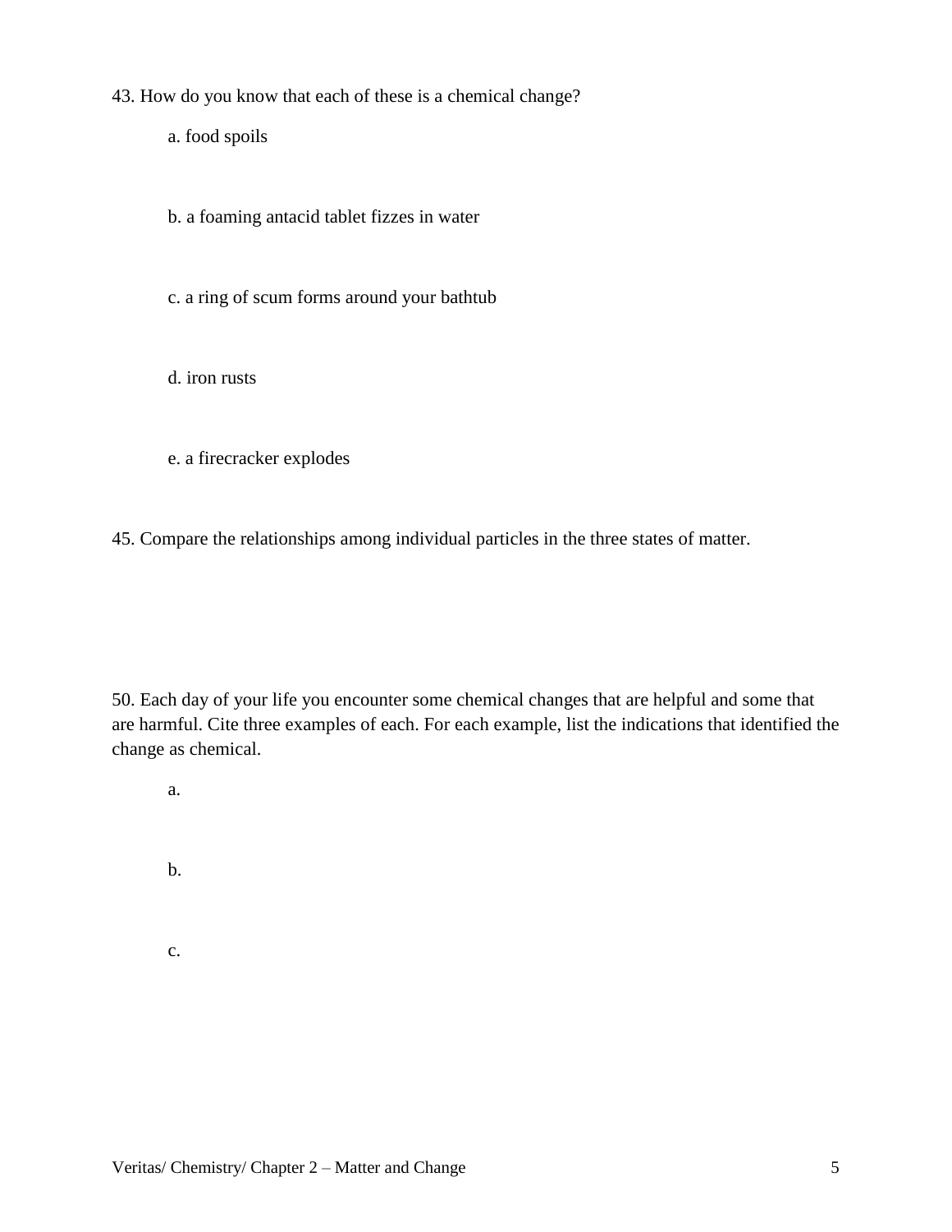43. How do you know that each of these is a chemical change?

a. food spoils

b. a foaming antacid tablet fizzes in water

c. a ring of scum forms around your bathtub

d. iron rusts

e. a firecracker explodes

45. Compare the relationships among individual particles in the three states of matter.

50. Each day of your life you encounter some chemical changes that are helpful and some that are harmful. Cite three examples of each. For each example, list the indications that identified the change as chemical.

a.

b.

c.